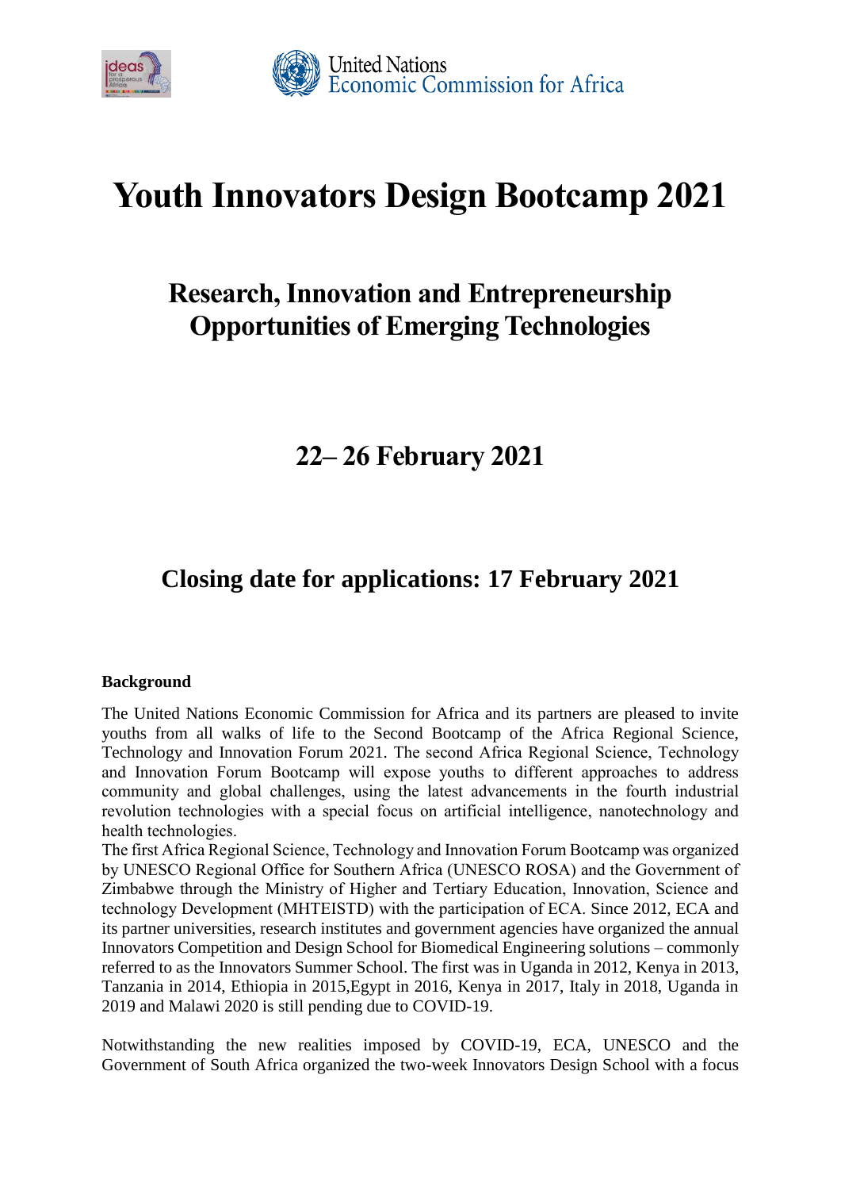United Nations
Economic Commission for Africa

# Youth Innovators Design Bootcamp 2021

## Research, Innovation and Entrepreneurship Opportunities of Emerging Technologies

## 22– 26 February 2021

## Closing date for applications: 17 February 2021

**Background**

The United Nations Economic Commission for Africa and its partners are pleased to invite youths from all walks of life to the Second Bootcamp of the Africa Regional Science, Technology and Innovation Forum 2021. The second Africa Regional Science, Technology and Innovation Forum Bootcamp will expose youths to different approaches to address community and global challenges, using the latest advancements in the fourth industrial revolution technologies with a special focus on artificial intelligence, nanotechnology and health technologies.

The first Africa Regional Science, Technology and Innovation Forum Bootcamp was organized by UNESCO Regional Office for Southern Africa (UNESCO ROSA) and the Government of Zimbabwe through the Ministry of Higher and Tertiary Education, Innovation, Science and technology Development (MHTEISTD) with the participation of ECA. Since 2012, ECA and its partner universities, research institutes and government agencies have organized the annual Innovators Competition and Design School for Biomedical Engineering solutions – commonly referred to as the Innovators Summer School. The first was in Uganda in 2012, Kenya in 2013, Tanzania in 2014, Ethiopia in 2015,Egypt in 2016, Kenya in 2017, Italy in 2018, Uganda in 2019 and Malawi 2020 is still pending due to COVID-19.

Notwithstanding the new realities imposed by COVID-19, ECA, UNESCO and the Government of South Africa organized the two-week Innovators Design School with a focus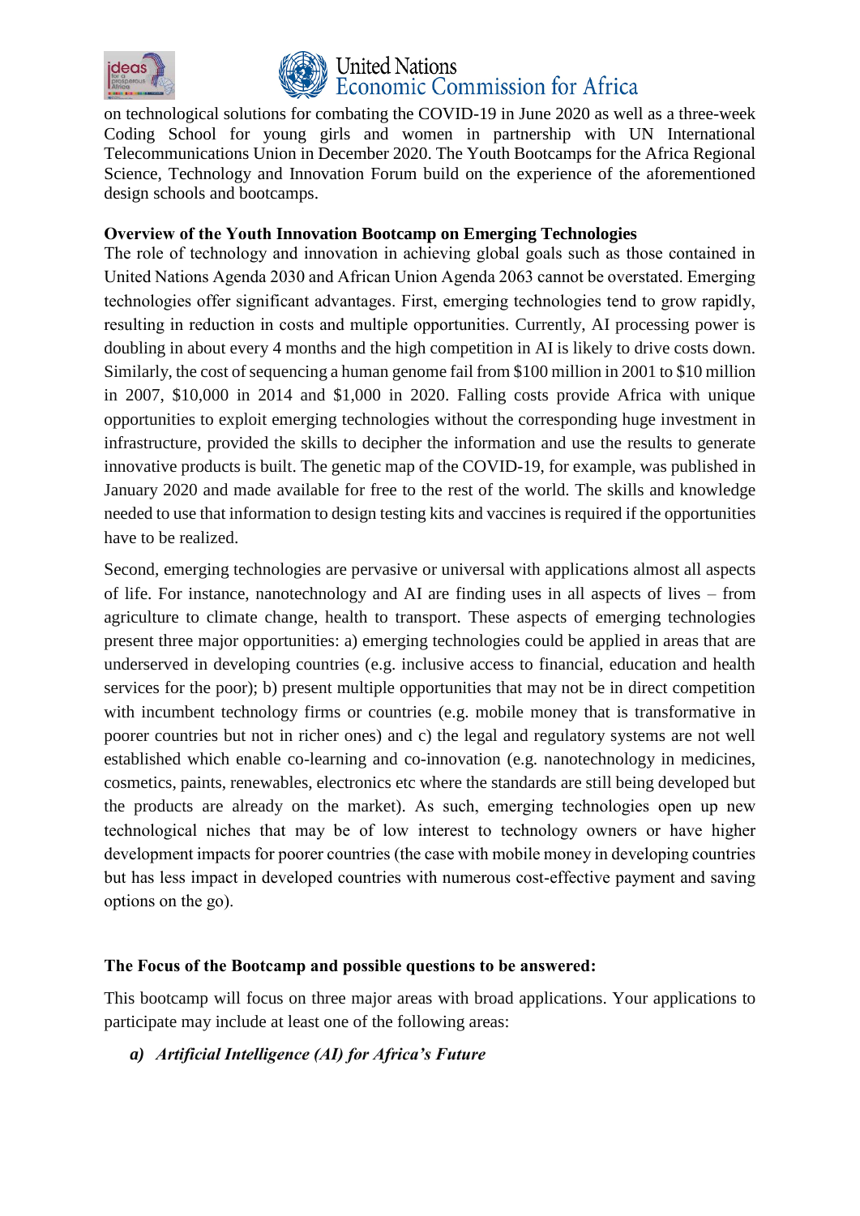on technological solutions for combating the COVID-19 in June 2020 as well as a three-week Coding School for young girls and women in partnership with UN International Telecommunications Union in December 2020. The Youth Bootcamps for the Africa Regional Science, Technology and Innovation Forum build on the experience of the aforementioned design schools and bootcamps.

**Overview of the Youth Innovation Bootcamp on Emerging Technologies**

The role of technology and innovation in achieving global goals such as those contained in United Nations Agenda 2030 and African Union Agenda 2063 cannot be overstated. Emerging technologies offer significant advantages. First, emerging technologies tend to grow rapidly, resulting in reduction in costs and multiple opportunities. Currently, AI processing power is doubling in about every 4 months and the high competition in AI is likely to drive costs down. Similarly, the cost of sequencing a human genome fail from $100 million in 2001 to $10 million in 2007, $10,000 in 2014 and $1,000 in 2020. Falling costs provide Africa with unique opportunities to exploit emerging technologies without the corresponding huge investment in infrastructure, provided the skills to decipher the information and use the results to generate innovative products is built. The genetic map of the COVID-19, for example, was published in January 2020 and made available for free to the rest of the world. The skills and knowledge needed to use that information to design testing kits and vaccines is required if the opportunities have to be realized.

Second, emerging technologies are pervasive or universal with applications almost all aspects of life. For instance, nanotechnology and AI are finding uses in all aspects of lives – from agriculture to climate change, health to transport. These aspects of emerging technologies present three major opportunities: a) emerging technologies could be applied in areas that are underserved in developing countries (e.g. inclusive access to financial, education and health services for the poor); b) present multiple opportunities that may not be in direct competition with incumbent technology firms or countries (e.g. mobile money that is transformative in poorer countries but not in richer ones) and c) the legal and regulatory systems are not well established which enable co-learning and co-innovation (e.g. nanotechnology in medicines, cosmetics, paints, renewables, electronics etc where the standards are still being developed but the products are already on the market). As such, emerging technologies open up new technological niches that may be of low interest to technology owners or have higher development impacts for poorer countries (the case with mobile money in developing countries but has less impact in developed countries with numerous cost-effective payment and saving options on the go).

**The Focus of the Bootcamp and possible questions to be answered:**

This bootcamp will focus on three major areas with broad applications. Your applications to participate may include at least one of the following areas:

***a) Artificial Intelligence (AI) for Africa's Future***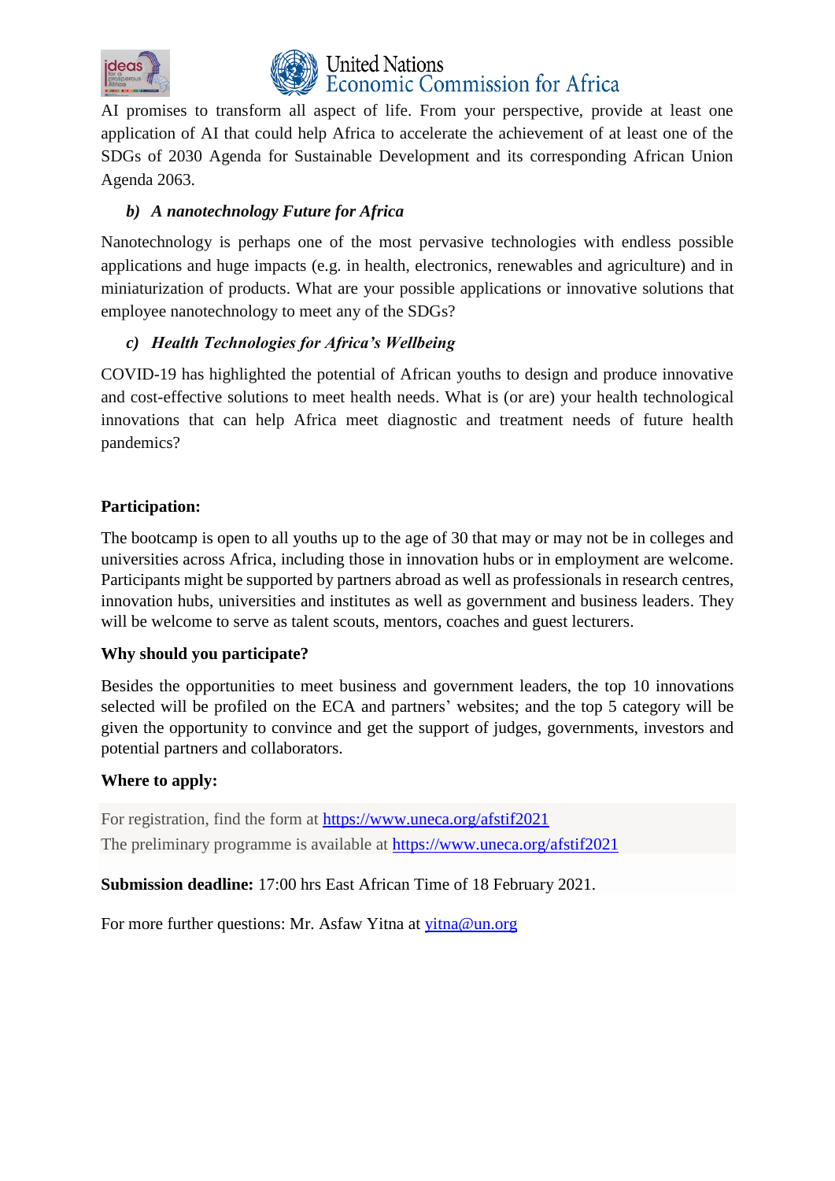AI promises to transform all aspect of life. From your perspective, provide at least one application of AI that could help Africa to accelerate the achievement of at least one of the SDGs of 2030 Agenda for Sustainable Development and its corresponding African Union Agenda 2063.

***b) A nanotechnology Future for Africa***

Nanotechnology is perhaps one of the most pervasive technologies with endless possible applications and huge impacts (e.g. in health, electronics, renewables and agriculture) and in miniaturization of products. What are your possible applications or innovative solutions that employee nanotechnology to meet any of the SDGs?

***c) Health Technologies for Africa's Wellbeing***

COVID-19 has highlighted the potential of African youths to design and produce innovative and cost-effective solutions to meet health needs. What is (or are) your health technological innovations that can help Africa meet diagnostic and treatment needs of future health pandemics?

**Participation:**

The bootcamp is open to all youths up to the age of 30 that may or may not be in colleges and universities across Africa, including those in innovation hubs or in employment are welcome. Participants might be supported by partners abroad as well as professionals in research centres, innovation hubs, universities and institutes as well as government and business leaders. They will be welcome to serve as talent scouts, mentors, coaches and guest lecturers.

**Why should you participate?**

Besides the opportunities to meet business and government leaders, the top 10 innovations selected will be profiled on the ECA and partners' websites; and the top 5 category will be given the opportunity to convince and get the support of judges, governments, investors and potential partners and collaborators.

**Where to apply:**

For registration, find the form at https://www.uneca.org/afstif2021
The preliminary programme is available at https://www.uneca.org/afstif2021

**Submission deadline:** 17:00 hrs East African Time of 18 February 2021.

For more further questions: Mr. Asfaw Yitna at yitna@un.org